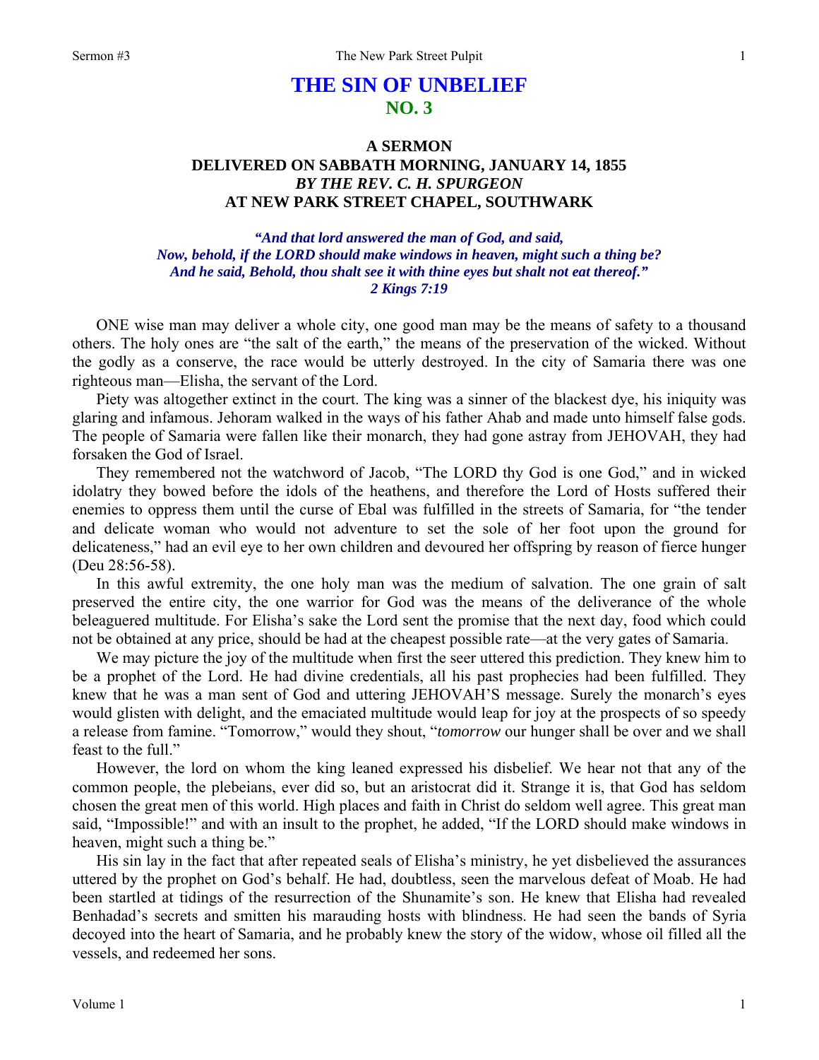# THE SIN OF UNBELIEF
## NO. 3

### A SERMON
### DELIVERED ON SABBATH MORNING, JANUARY 14, 1855
### *BY THE REV. C. H. SPURGEON*
### AT NEW PARK STREET CHAPEL, SOUTHWARK

***"And that lord answered the man of God, and said,***
***Now, behold, if the LORD should make windows in heaven, might such a thing be?***
***And he said, Behold, thou shalt see it with thine eyes but shalt not eat thereof."***
***2 Kings 7:19***

ONE wise man may deliver a whole city, one good man may be the means of safety to a thousand others. The holy ones are "the salt of the earth," the means of the preservation of the wicked. Without the godly as a conserve, the race would be utterly destroyed. In the city of Samaria there was one righteous man—Elisha, the servant of the Lord.

Piety was altogether extinct in the court. The king was a sinner of the blackest dye, his iniquity was glaring and infamous. Jehoram walked in the ways of his father Ahab and made unto himself false gods. The people of Samaria were fallen like their monarch, they had gone astray from JEHOVAH, they had forsaken the God of Israel.

They remembered not the watchword of Jacob, "The LORD thy God is one God," and in wicked idolatry they bowed before the idols of the heathens, and therefore the Lord of Hosts suffered their enemies to oppress them until the curse of Ebal was fulfilled in the streets of Samaria, for "the tender and delicate woman who would not adventure to set the sole of her foot upon the ground for delicateness," had an evil eye to her own children and devoured her offspring by reason of fierce hunger (Deu 28:56-58).

In this awful extremity, the one holy man was the medium of salvation. The one grain of salt preserved the entire city, the one warrior for God was the means of the deliverance of the whole beleaguered multitude. For Elisha's sake the Lord sent the promise that the next day, food which could not be obtained at any price, should be had at the cheapest possible rate—at the very gates of Samaria.

We may picture the joy of the multitude when first the seer uttered this prediction. They knew him to be a prophet of the Lord. He had divine credentials, all his past prophecies had been fulfilled. They knew that he was a man sent of God and uttering JEHOVAH'S message. Surely the monarch's eyes would glisten with delight, and the emaciated multitude would leap for joy at the prospects of so speedy a release from famine. "Tomorrow," would they shout, "*tomorrow* our hunger shall be over and we shall feast to the full."

However, the lord on whom the king leaned expressed his disbelief. We hear not that any of the common people, the plebeians, ever did so, but an aristocrat did it. Strange it is, that God has seldom chosen the great men of this world. High places and faith in Christ do seldom well agree. This great man said, "Impossible!" and with an insult to the prophet, he added, "If the LORD should make windows in heaven, might such a thing be."

His sin lay in the fact that after repeated seals of Elisha's ministry, he yet disbelieved the assurances uttered by the prophet on God's behalf. He had, doubtless, seen the marvelous defeat of Moab. He had been startled at tidings of the resurrection of the Shunamite's son. He knew that Elisha had revealed Benhadad's secrets and smitten his marauding hosts with blindness. He had seen the bands of Syria decoyed into the heart of Samaria, and he probably knew the story of the widow, whose oil filled all the vessels, and redeemed her sons.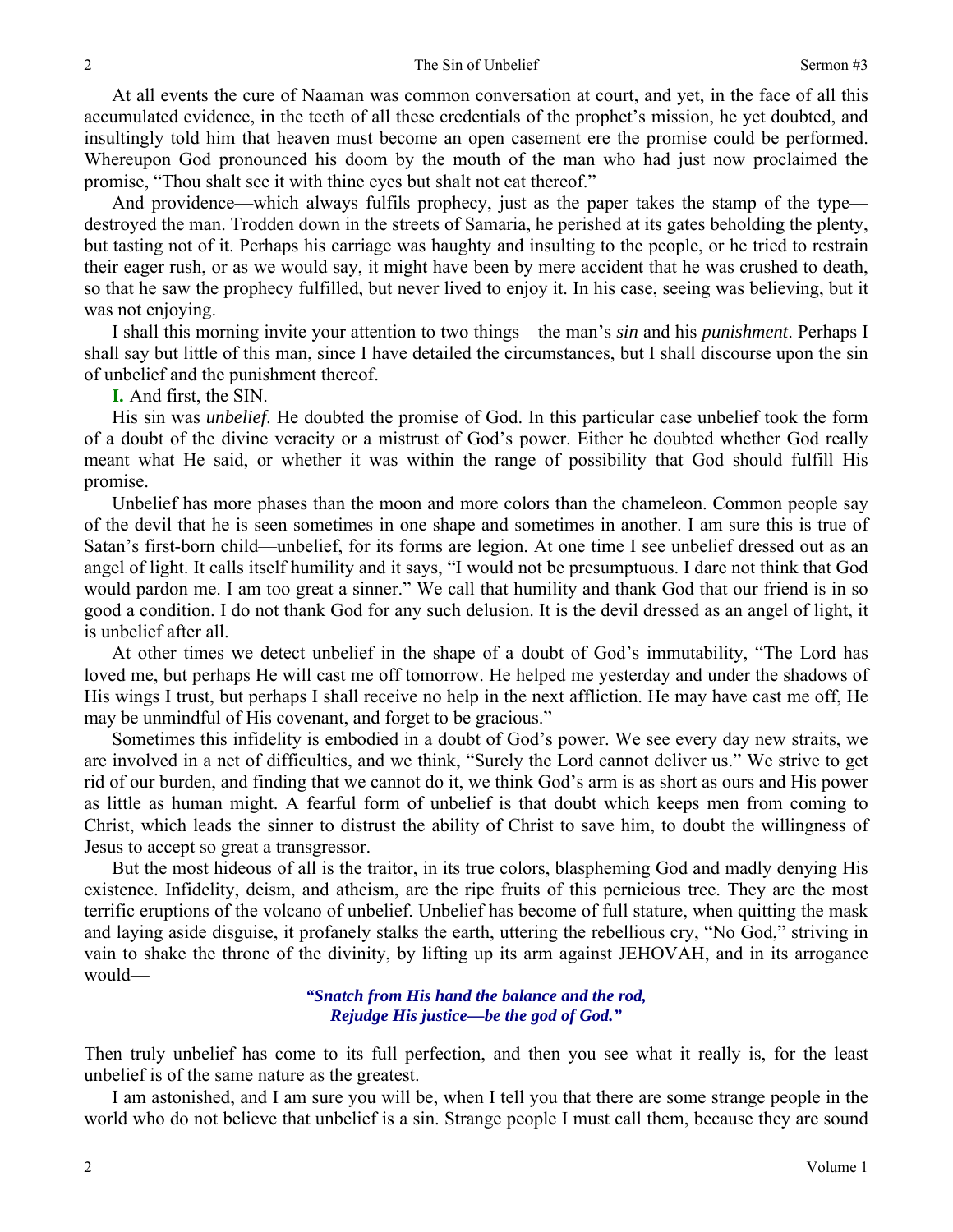At all events the cure of Naaman was common conversation at court, and yet, in the face of all this accumulated evidence, in the teeth of all these credentials of the prophet's mission, he yet doubted, and insultingly told him that heaven must become an open casement ere the promise could be performed. Whereupon God pronounced his doom by the mouth of the man who had just now proclaimed the promise, "Thou shalt see it with thine eyes but shalt not eat thereof."

And providence—which always fulfils prophecy, just as the paper takes the stamp of the type—destroyed the man. Trodden down in the streets of Samaria, he perished at its gates beholding the plenty, but tasting not of it. Perhaps his carriage was haughty and insulting to the people, or he tried to restrain their eager rush, or as we would say, it might have been by mere accident that he was crushed to death, so that he saw the prophecy fulfilled, but never lived to enjoy it. In his case, seeing was believing, but it was not enjoying.

I shall this morning invite your attention to two things—the man's *sin* and his *punishment*. Perhaps I shall say but little of this man, since I have detailed the circumstances, but I shall discourse upon the sin of unbelief and the punishment thereof.

**I.** And first, the SIN.

His sin was *unbelief*. He doubted the promise of God. In this particular case unbelief took the form of a doubt of the divine veracity or a mistrust of God's power. Either he doubted whether God really meant what He said, or whether it was within the range of possibility that God should fulfill His promise.

Unbelief has more phases than the moon and more colors than the chameleon. Common people say of the devil that he is seen sometimes in one shape and sometimes in another. I am sure this is true of Satan's first-born child—unbelief, for its forms are legion. At one time I see unbelief dressed out as an angel of light. It calls itself humility and it says, "I would not be presumptuous. I dare not think that God would pardon me. I am too great a sinner." We call that humility and thank God that our friend is in so good a condition. I do not thank God for any such delusion. It is the devil dressed as an angel of light, it is unbelief after all.

At other times we detect unbelief in the shape of a doubt of God's immutability, "The Lord has loved me, but perhaps He will cast me off tomorrow. He helped me yesterday and under the shadows of His wings I trust, but perhaps I shall receive no help in the next affliction. He may have cast me off, He may be unmindful of His covenant, and forget to be gracious."

Sometimes this infidelity is embodied in a doubt of God's power. We see every day new straits, we are involved in a net of difficulties, and we think, "Surely the Lord cannot deliver us." We strive to get rid of our burden, and finding that we cannot do it, we think God's arm is as short as ours and His power as little as human might. A fearful form of unbelief is that doubt which keeps men from coming to Christ, which leads the sinner to distrust the ability of Christ to save him, to doubt the willingness of Jesus to accept so great a transgressor.

But the most hideous of all is the traitor, in its true colors, blaspheming God and madly denying His existence. Infidelity, deism, and atheism, are the ripe fruits of this pernicious tree. They are the most terrific eruptions of the volcano of unbelief. Unbelief has become of full stature, when quitting the mask and laying aside disguise, it profanely stalks the earth, uttering the rebellious cry, "No God," striving in vain to shake the throne of the divinity, by lifting up its arm against JEHOVAH, and in its arrogance would—

> ***"Snatch from His hand the balance and the rod,***
> ***Rejudge His justice—be the god of God."***

Then truly unbelief has come to its full perfection, and then you see what it really is, for the least unbelief is of the same nature as the greatest.

I am astonished, and I am sure you will be, when I tell you that there are some strange people in the world who do not believe that unbelief is a sin. Strange people I must call them, because they are sound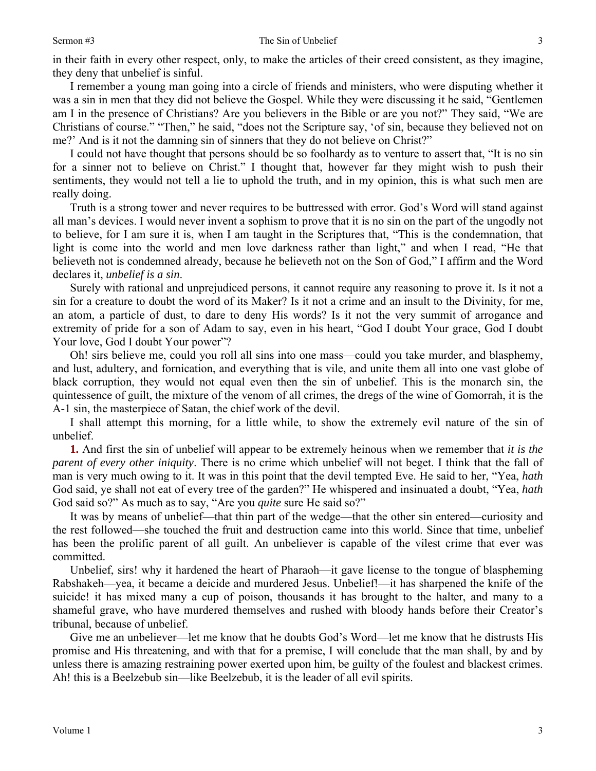in their faith in every other respect, only, to make the articles of their creed consistent, as they imagine, they deny that unbelief is sinful.

I remember a young man going into a circle of friends and ministers, who were disputing whether it was a sin in men that they did not believe the Gospel. While they were discussing it he said, "Gentlemen am I in the presence of Christians? Are you believers in the Bible or are you not?" They said, "We are Christians of course." "Then," he said, "does not the Scripture say, 'of sin, because they believed not on me?' And is it not the damning sin of sinners that they do not believe on Christ?"

I could not have thought that persons should be so foolhardy as to venture to assert that, "It is no sin for a sinner not to believe on Christ." I thought that, however far they might wish to push their sentiments, they would not tell a lie to uphold the truth, and in my opinion, this is what such men are really doing.

Truth is a strong tower and never requires to be buttressed with error. God's Word will stand against all man's devices. I would never invent a sophism to prove that it is no sin on the part of the ungodly not to believe, for I am sure it is, when I am taught in the Scriptures that, "This is the condemnation, that light is come into the world and men love darkness rather than light," and when I read, "He that believeth not is condemned already, because he believeth not on the Son of God," I affirm and the Word declares it, *unbelief is a sin*.

Surely with rational and unprejudiced persons, it cannot require any reasoning to prove it. Is it not a sin for a creature to doubt the word of its Maker? Is it not a crime and an insult to the Divinity, for me, an atom, a particle of dust, to dare to deny His words? Is it not the very summit of arrogance and extremity of pride for a son of Adam to say, even in his heart, "God I doubt Your grace, God I doubt Your love, God I doubt Your power"?

Oh! sirs believe me, could you roll all sins into one mass—could you take murder, and blasphemy, and lust, adultery, and fornication, and everything that is vile, and unite them all into one vast globe of black corruption, they would not equal even then the sin of unbelief. This is the monarch sin, the quintessence of guilt, the mixture of the venom of all crimes, the dregs of the wine of Gomorrah, it is the A-1 sin, the masterpiece of Satan, the chief work of the devil.

I shall attempt this morning, for a little while, to show the extremely evil nature of the sin of unbelief.

**1.** And first the sin of unbelief will appear to be extremely heinous when we remember that *it is the parent of every other iniquity*. There is no crime which unbelief will not beget. I think that the fall of man is very much owing to it. It was in this point that the devil tempted Eve. He said to her, "Yea, *hath* God said, ye shall not eat of every tree of the garden?" He whispered and insinuated a doubt, "Yea, *hath* God said so?" As much as to say, "Are you *quite* sure He said so?"

It was by means of unbelief—that thin part of the wedge—that the other sin entered—curiosity and the rest followed—she touched the fruit and destruction came into this world. Since that time, unbelief has been the prolific parent of all guilt. An unbeliever is capable of the vilest crime that ever was committed.

Unbelief, sirs! why it hardened the heart of Pharaoh—it gave license to the tongue of blaspheming Rabshakeh—yea, it became a deicide and murdered Jesus. Unbelief!—it has sharpened the knife of the suicide! it has mixed many a cup of poison, thousands it has brought to the halter, and many to a shameful grave, who have murdered themselves and rushed with bloody hands before their Creator's tribunal, because of unbelief.

Give me an unbeliever—let me know that he doubts God's Word—let me know that he distrusts His promise and His threatening, and with that for a premise, I will conclude that the man shall, by and by unless there is amazing restraining power exerted upon him, be guilty of the foulest and blackest crimes. Ah! this is a Beelzebub sin—like Beelzebub, it is the leader of all evil spirits.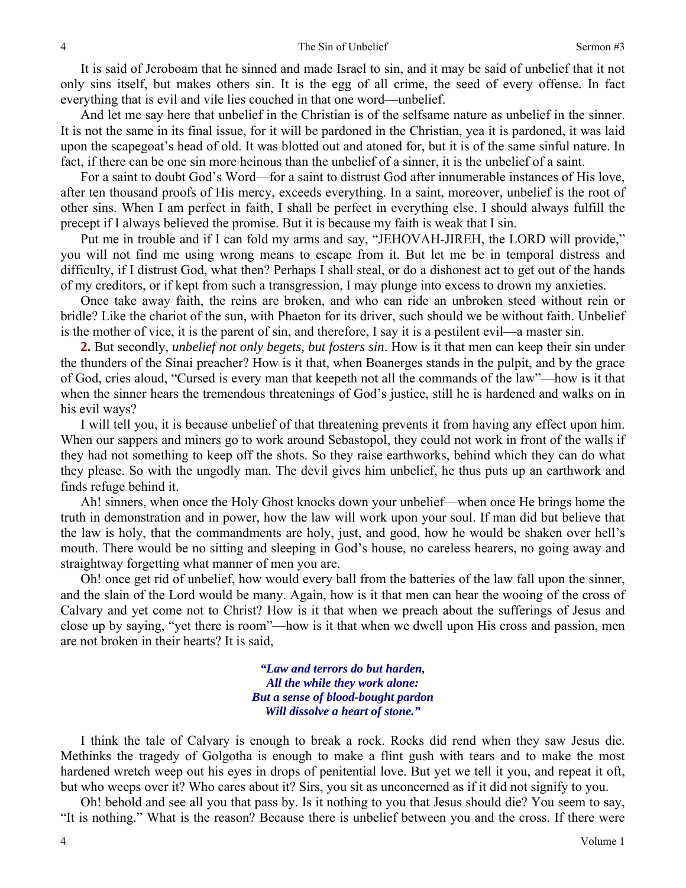It is said of Jeroboam that he sinned and made Israel to sin, and it may be said of unbelief that it not only sins itself, but makes others sin. It is the egg of all crime, the seed of every offense. In fact everything that is evil and vile lies couched in that one word—unbelief.

And let me say here that unbelief in the Christian is of the selfsame nature as unbelief in the sinner. It is not the same in its final issue, for it will be pardoned in the Christian, yea it is pardoned, it was laid upon the scapegoat's head of old. It was blotted out and atoned for, but it is of the same sinful nature. In fact, if there can be one sin more heinous than the unbelief of a sinner, it is the unbelief of a saint.

For a saint to doubt God's Word—for a saint to distrust God after innumerable instances of His love, after ten thousand proofs of His mercy, exceeds everything. In a saint, moreover, unbelief is the root of other sins. When I am perfect in faith, I shall be perfect in everything else. I should always fulfill the precept if I always believed the promise. But it is because my faith is weak that I sin.

Put me in trouble and if I can fold my arms and say, "JEHOVAH-JIREH, the LORD will provide," you will not find me using wrong means to escape from it. But let me be in temporal distress and difficulty, if I distrust God, what then? Perhaps I shall steal, or do a dishonest act to get out of the hands of my creditors, or if kept from such a transgression, I may plunge into excess to drown my anxieties.

Once take away faith, the reins are broken, and who can ride an unbroken steed without rein or bridle? Like the chariot of the sun, with Phaeton for its driver, such should we be without faith. Unbelief is the mother of vice, it is the parent of sin, and therefore, I say it is a pestilent evil—a master sin.

**2.** But secondly, *unbelief not only begets, but fosters sin*. How is it that men can keep their sin under the thunders of the Sinai preacher? How is it that, when Boanerges stands in the pulpit, and by the grace of God, cries aloud, "Cursed is every man that keepeth not all the commands of the law"—how is it that when the sinner hears the tremendous threatenings of God's justice, still he is hardened and walks on in his evil ways?

I will tell you, it is because unbelief of that threatening prevents it from having any effect upon him. When our sappers and miners go to work around Sebastopol, they could not work in front of the walls if they had not something to keep off the shots. So they raise earthworks, behind which they can do what they please. So with the ungodly man. The devil gives him unbelief, he thus puts up an earthwork and finds refuge behind it.

Ah! sinners, when once the Holy Ghost knocks down your unbelief—when once He brings home the truth in demonstration and in power, how the law will work upon your soul. If man did but believe that the law is holy, that the commandments are holy, just, and good, how he would be shaken over hell's mouth. There would be no sitting and sleeping in God's house, no careless hearers, no going away and straightway forgetting what manner of men you are.

Oh! once get rid of unbelief, how would every ball from the batteries of the law fall upon the sinner, and the slain of the Lord would be many. Again, how is it that men can hear the wooing of the cross of Calvary and yet come not to Christ? How is it that when we preach about the sufferings of Jesus and close up by saying, "yet there is room"—how is it that when we dwell upon His cross and passion, men are not broken in their hearts? It is said,

> ***"Law and terrors do but harden,***
> ***All the while they work alone:***
> ***But a sense of blood-bought pardon***
> ***Will dissolve a heart of stone."***

I think the tale of Calvary is enough to break a rock. Rocks did rend when they saw Jesus die. Methinks the tragedy of Golgotha is enough to make a flint gush with tears and to make the most hardened wretch weep out his eyes in drops of penitential love. But yet we tell it you, and repeat it oft, but who weeps over it? Who cares about it? Sirs, you sit as unconcerned as if it did not signify to you.

Oh! behold and see all you that pass by. Is it nothing to you that Jesus should die? You seem to say, "It is nothing." What is the reason? Because there is unbelief between you and the cross. If there were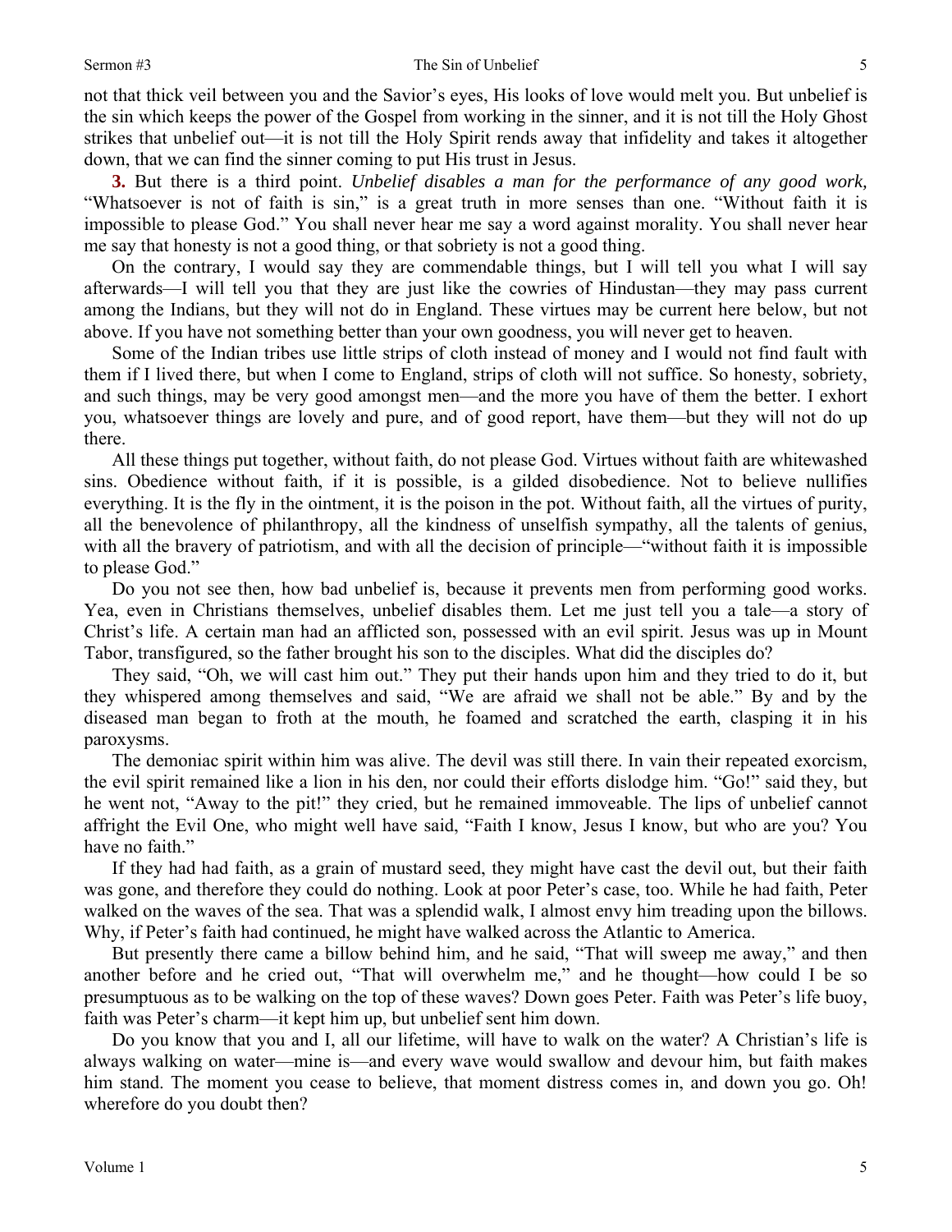not that thick veil between you and the Savior's eyes, His looks of love would melt you. But unbelief is the sin which keeps the power of the Gospel from working in the sinner, and it is not till the Holy Ghost strikes that unbelief out—it is not till the Holy Spirit rends away that infidelity and takes it altogether down, that we can find the sinner coming to put His trust in Jesus.

**3.** But there is a third point. *Unbelief disables a man for the performance of any good work,* "Whatsoever is not of faith is sin," is a great truth in more senses than one. "Without faith it is impossible to please God." You shall never hear me say a word against morality. You shall never hear me say that honesty is not a good thing, or that sobriety is not a good thing.

On the contrary, I would say they are commendable things, but I will tell you what I will say afterwards—I will tell you that they are just like the cowries of Hindustan—they may pass current among the Indians, but they will not do in England. These virtues may be current here below, but not above. If you have not something better than your own goodness, you will never get to heaven.

Some of the Indian tribes use little strips of cloth instead of money and I would not find fault with them if I lived there, but when I come to England, strips of cloth will not suffice. So honesty, sobriety, and such things, may be very good amongst men—and the more you have of them the better. I exhort you, whatsoever things are lovely and pure, and of good report, have them—but they will not do up there.

All these things put together, without faith, do not please God. Virtues without faith are whitewashed sins. Obedience without faith, if it is possible, is a gilded disobedience. Not to believe nullifies everything. It is the fly in the ointment, it is the poison in the pot. Without faith, all the virtues of purity, all the benevolence of philanthropy, all the kindness of unselfish sympathy, all the talents of genius, with all the bravery of patriotism, and with all the decision of principle—"without faith it is impossible to please God."

Do you not see then, how bad unbelief is, because it prevents men from performing good works. Yea, even in Christians themselves, unbelief disables them. Let me just tell you a tale—a story of Christ's life. A certain man had an afflicted son, possessed with an evil spirit. Jesus was up in Mount Tabor, transfigured, so the father brought his son to the disciples. What did the disciples do?

They said, "Oh, we will cast him out." They put their hands upon him and they tried to do it, but they whispered among themselves and said, "We are afraid we shall not be able." By and by the diseased man began to froth at the mouth, he foamed and scratched the earth, clasping it in his paroxysms.

The demoniac spirit within him was alive. The devil was still there. In vain their repeated exorcism, the evil spirit remained like a lion in his den, nor could their efforts dislodge him. "Go!" said they, but he went not, "Away to the pit!" they cried, but he remained immoveable. The lips of unbelief cannot affright the Evil One, who might well have said, "Faith I know, Jesus I know, but who are you? You have no faith."

If they had had faith, as a grain of mustard seed, they might have cast the devil out, but their faith was gone, and therefore they could do nothing. Look at poor Peter's case, too. While he had faith, Peter walked on the waves of the sea. That was a splendid walk, I almost envy him treading upon the billows. Why, if Peter's faith had continued, he might have walked across the Atlantic to America.

But presently there came a billow behind him, and he said, "That will sweep me away," and then another before and he cried out, "That will overwhelm me," and he thought—how could I be so presumptuous as to be walking on the top of these waves? Down goes Peter. Faith was Peter's life buoy, faith was Peter's charm—it kept him up, but unbelief sent him down.

Do you know that you and I, all our lifetime, will have to walk on the water? A Christian's life is always walking on water—mine is—and every wave would swallow and devour him, but faith makes him stand. The moment you cease to believe, that moment distress comes in, and down you go. Oh! wherefore do you doubt then?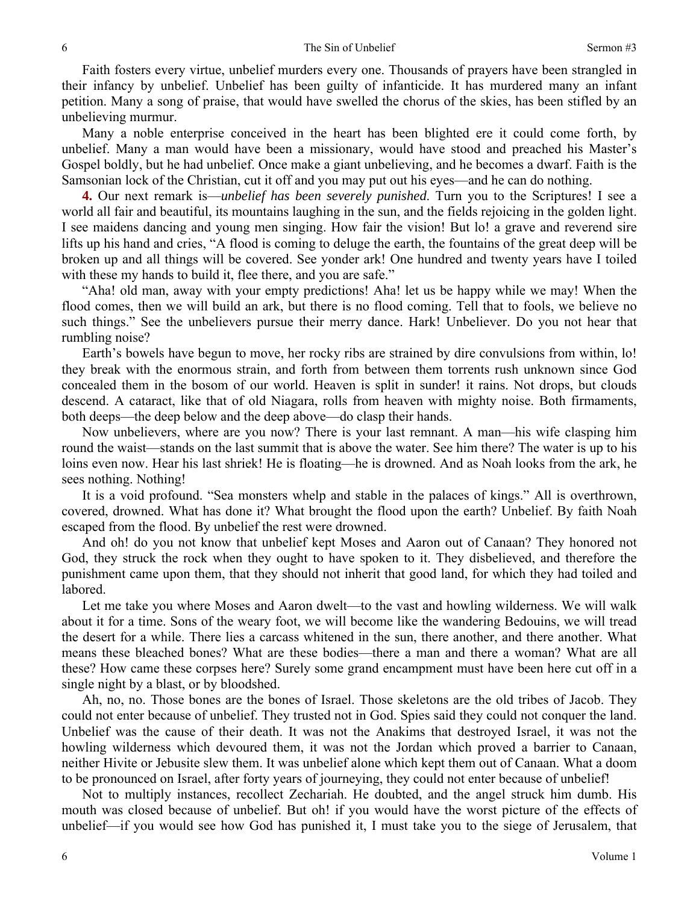Faith fosters every virtue, unbelief murders every one. Thousands of prayers have been strangled in their infancy by unbelief. Unbelief has been guilty of infanticide. It has murdered many an infant petition. Many a song of praise, that would have swelled the chorus of the skies, has been stifled by an unbelieving murmur.

Many a noble enterprise conceived in the heart has been blighted ere it could come forth, by unbelief. Many a man would have been a missionary, would have stood and preached his Master's Gospel boldly, but he had unbelief. Once make a giant unbelieving, and he becomes a dwarf. Faith is the Samsonian lock of the Christian, cut it off and you may put out his eyes—and he can do nothing.

**4.** Our next remark is—*unbelief has been severely punished.* Turn you to the Scriptures! I see a world all fair and beautiful, its mountains laughing in the sun, and the fields rejoicing in the golden light. I see maidens dancing and young men singing. How fair the vision! But lo! a grave and reverend sire lifts up his hand and cries, "A flood is coming to deluge the earth, the fountains of the great deep will be broken up and all things will be covered. See yonder ark! One hundred and twenty years have I toiled with these my hands to build it, flee there, and you are safe."

"Aha! old man, away with your empty predictions! Aha! let us be happy while we may! When the flood comes, then we will build an ark, but there is no flood coming. Tell that to fools, we believe no such things." See the unbelievers pursue their merry dance. Hark! Unbeliever. Do you not hear that rumbling noise?

Earth's bowels have begun to move, her rocky ribs are strained by dire convulsions from within, lo! they break with the enormous strain, and forth from between them torrents rush unknown since God concealed them in the bosom of our world. Heaven is split in sunder! it rains. Not drops, but clouds descend. A cataract, like that of old Niagara, rolls from heaven with mighty noise. Both firmaments, both deeps—the deep below and the deep above—do clasp their hands.

Now unbelievers, where are you now? There is your last remnant. A man—his wife clasping him round the waist—stands on the last summit that is above the water. See him there? The water is up to his loins even now. Hear his last shriek! He is floating—he is drowned. And as Noah looks from the ark, he sees nothing. Nothing!

It is a void profound. "Sea monsters whelp and stable in the palaces of kings." All is overthrown, covered, drowned. What has done it? What brought the flood upon the earth? Unbelief. By faith Noah escaped from the flood. By unbelief the rest were drowned.

And oh! do you not know that unbelief kept Moses and Aaron out of Canaan? They honored not God, they struck the rock when they ought to have spoken to it. They disbelieved, and therefore the punishment came upon them, that they should not inherit that good land, for which they had toiled and labored.

Let me take you where Moses and Aaron dwelt—to the vast and howling wilderness. We will walk about it for a time. Sons of the weary foot, we will become like the wandering Bedouins, we will tread the desert for a while. There lies a carcass whitened in the sun, there another, and there another. What means these bleached bones? What are these bodies—there a man and there a woman? What are all these? How came these corpses here? Surely some grand encampment must have been here cut off in a single night by a blast, or by bloodshed.

Ah, no, no. Those bones are the bones of Israel. Those skeletons are the old tribes of Jacob. They could not enter because of unbelief. They trusted not in God. Spies said they could not conquer the land. Unbelief was the cause of their death. It was not the Anakims that destroyed Israel, it was not the howling wilderness which devoured them, it was not the Jordan which proved a barrier to Canaan, neither Hivite or Jebusite slew them. It was unbelief alone which kept them out of Canaan. What a doom to be pronounced on Israel, after forty years of journeying, they could not enter because of unbelief!

Not to multiply instances, recollect Zechariah. He doubted, and the angel struck him dumb. His mouth was closed because of unbelief. But oh! if you would have the worst picture of the effects of unbelief—if you would see how God has punished it, I must take you to the siege of Jerusalem, that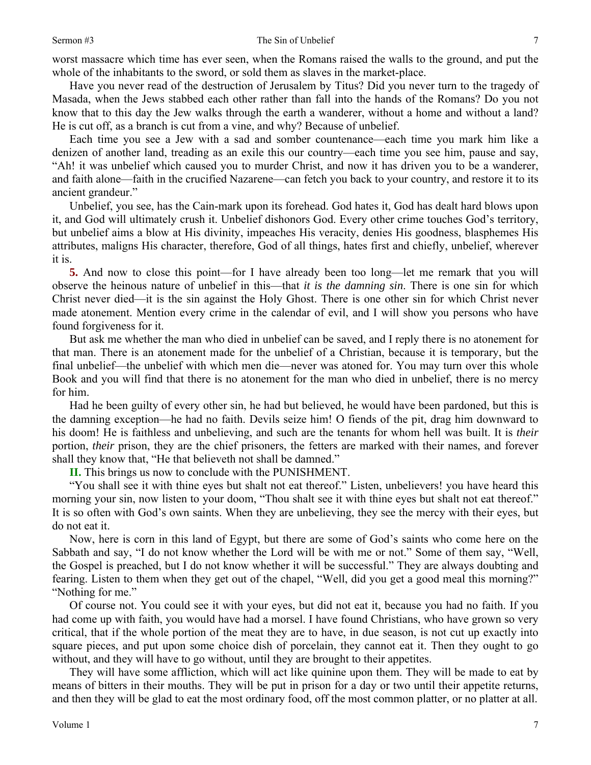worst massacre which time has ever seen, when the Romans raised the walls to the ground, and put the whole of the inhabitants to the sword, or sold them as slaves in the market-place.

Have you never read of the destruction of Jerusalem by Titus? Did you never turn to the tragedy of Masada, when the Jews stabbed each other rather than fall into the hands of the Romans? Do you not know that to this day the Jew walks through the earth a wanderer, without a home and without a land? He is cut off, as a branch is cut from a vine, and why? Because of unbelief.

Each time you see a Jew with a sad and somber countenance—each time you mark him like a denizen of another land, treading as an exile this our country—each time you see him, pause and say, "Ah! it was unbelief which caused you to murder Christ, and now it has driven you to be a wanderer, and faith alone—faith in the crucified Nazarene—can fetch you back to your country, and restore it to its ancient grandeur."

Unbelief, you see, has the Cain-mark upon its forehead. God hates it, God has dealt hard blows upon it, and God will ultimately crush it. Unbelief dishonors God. Every other crime touches God's territory, but unbelief aims a blow at His divinity, impeaches His veracity, denies His goodness, blasphemes His attributes, maligns His character, therefore, God of all things, hates first and chiefly, unbelief, wherever it is.

**5.** And now to close this point—for I have already been too long—let me remark that you will observe the heinous nature of unbelief in this—that *it is the damning sin*. There is one sin for which Christ never died—it is the sin against the Holy Ghost. There is one other sin for which Christ never made atonement. Mention every crime in the calendar of evil, and I will show you persons who have found forgiveness for it.

But ask me whether the man who died in unbelief can be saved, and I reply there is no atonement for that man. There is an atonement made for the unbelief of a Christian, because it is temporary, but the final unbelief—the unbelief with which men die—never was atoned for. You may turn over this whole Book and you will find that there is no atonement for the man who died in unbelief, there is no mercy for him.

Had he been guilty of every other sin, he had but believed, he would have been pardoned, but this is the damning exception—he had no faith. Devils seize him! O fiends of the pit, drag him downward to his doom! He is faithless and unbelieving, and such are the tenants for whom hell was built. It is *their* portion, *their* prison, they are the chief prisoners, the fetters are marked with their names, and forever shall they know that, "He that believeth not shall be damned."

**II.** This brings us now to conclude with the PUNISHMENT.

"You shall see it with thine eyes but shalt not eat thereof." Listen, unbelievers! you have heard this morning your sin, now listen to your doom, "Thou shalt see it with thine eyes but shalt not eat thereof." It is so often with God's own saints. When they are unbelieving, they see the mercy with their eyes, but do not eat it.

Now, here is corn in this land of Egypt, but there are some of God's saints who come here on the Sabbath and say, "I do not know whether the Lord will be with me or not." Some of them say, "Well, the Gospel is preached, but I do not know whether it will be successful." They are always doubting and fearing. Listen to them when they get out of the chapel, "Well, did you get a good meal this morning?" "Nothing for me."

Of course not. You could see it with your eyes, but did not eat it, because you had no faith. If you had come up with faith, you would have had a morsel. I have found Christians, who have grown so very critical, that if the whole portion of the meat they are to have, in due season, is not cut up exactly into square pieces, and put upon some choice dish of porcelain, they cannot eat it. Then they ought to go without, and they will have to go without, until they are brought to their appetites.

They will have some affliction, which will act like quinine upon them. They will be made to eat by means of bitters in their mouths. They will be put in prison for a day or two until their appetite returns, and then they will be glad to eat the most ordinary food, off the most common platter, or no platter at all.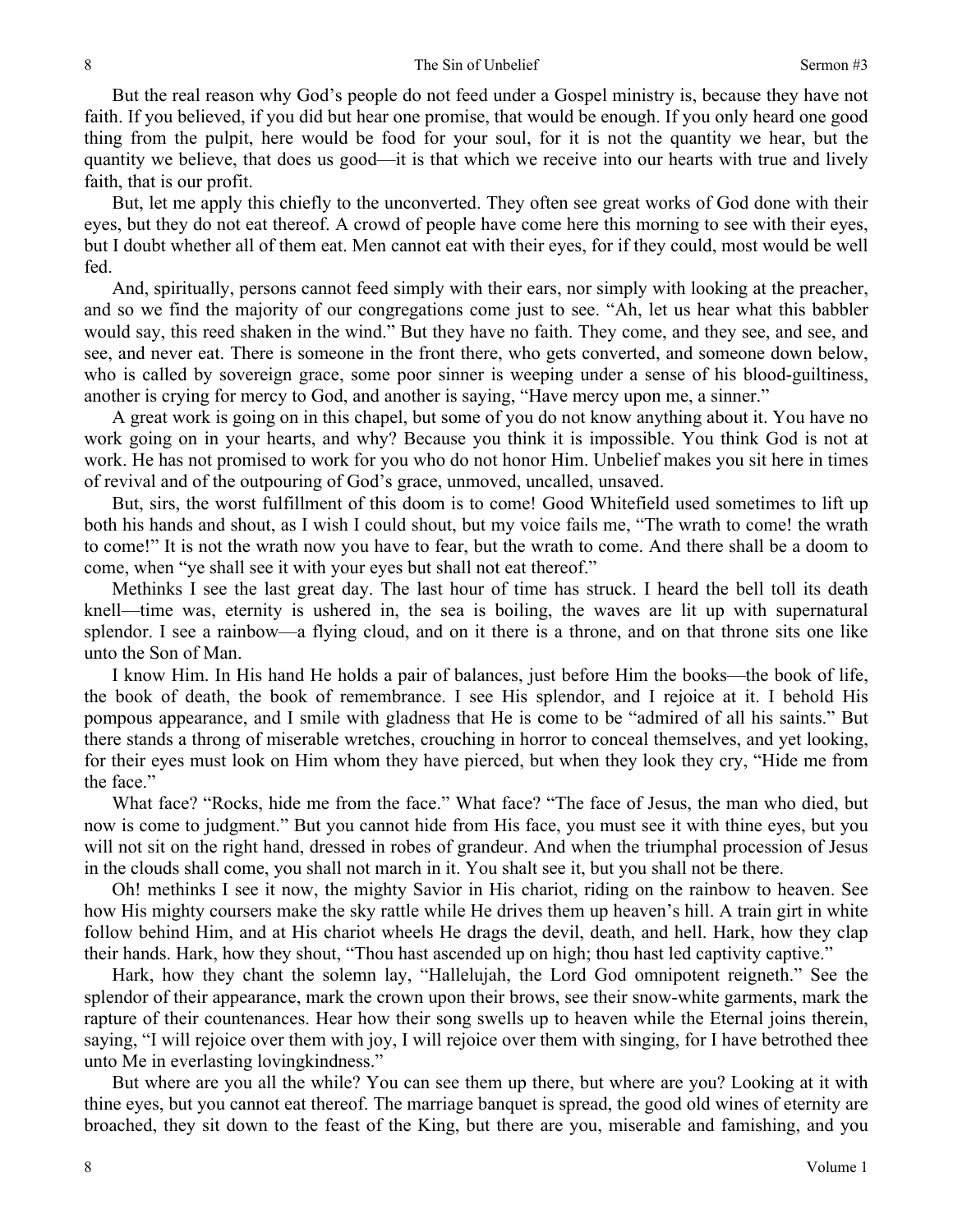But the real reason why God's people do not feed under a Gospel ministry is, because they have not faith. If you believed, if you did but hear one promise, that would be enough. If you only heard one good thing from the pulpit, here would be food for your soul, for it is not the quantity we hear, but the quantity we believe, that does us good—it is that which we receive into our hearts with true and lively faith, that is our profit.

But, let me apply this chiefly to the unconverted. They often see great works of God done with their eyes, but they do not eat thereof. A crowd of people have come here this morning to see with their eyes, but I doubt whether all of them eat. Men cannot eat with their eyes, for if they could, most would be well fed.

And, spiritually, persons cannot feed simply with their ears, nor simply with looking at the preacher, and so we find the majority of our congregations come just to see. "Ah, let us hear what this babbler would say, this reed shaken in the wind." But they have no faith. They come, and they see, and see, and see, and never eat. There is someone in the front there, who gets converted, and someone down below, who is called by sovereign grace, some poor sinner is weeping under a sense of his blood-guiltiness, another is crying for mercy to God, and another is saying, "Have mercy upon me, a sinner."

A great work is going on in this chapel, but some of you do not know anything about it. You have no work going on in your hearts, and why? Because you think it is impossible. You think God is not at work. He has not promised to work for you who do not honor Him. Unbelief makes you sit here in times of revival and of the outpouring of God's grace, unmoved, uncalled, unsaved.

But, sirs, the worst fulfillment of this doom is to come! Good Whitefield used sometimes to lift up both his hands and shout, as I wish I could shout, but my voice fails me, "The wrath to come! the wrath to come!" It is not the wrath now you have to fear, but the wrath to come. And there shall be a doom to come, when "ye shall see it with your eyes but shall not eat thereof."

Methinks I see the last great day. The last hour of time has struck. I heard the bell toll its death knell—time was, eternity is ushered in, the sea is boiling, the waves are lit up with supernatural splendor. I see a rainbow—a flying cloud, and on it there is a throne, and on that throne sits one like unto the Son of Man.

I know Him. In His hand He holds a pair of balances, just before Him the books—the book of life, the book of death, the book of remembrance. I see His splendor, and I rejoice at it. I behold His pompous appearance, and I smile with gladness that He is come to be "admired of all his saints." But there stands a throng of miserable wretches, crouching in horror to conceal themselves, and yet looking, for their eyes must look on Him whom they have pierced, but when they look they cry, "Hide me from the face."

What face? "Rocks, hide me from the face." What face? "The face of Jesus, the man who died, but now is come to judgment." But you cannot hide from His face, you must see it with thine eyes, but you will not sit on the right hand, dressed in robes of grandeur. And when the triumphal procession of Jesus in the clouds shall come, you shall not march in it. You shalt see it, but you shall not be there.

Oh! methinks I see it now, the mighty Savior in His chariot, riding on the rainbow to heaven. See how His mighty coursers make the sky rattle while He drives them up heaven's hill. A train girt in white follow behind Him, and at His chariot wheels He drags the devil, death, and hell. Hark, how they clap their hands. Hark, how they shout, "Thou hast ascended up on high; thou hast led captivity captive."

Hark, how they chant the solemn lay, "Hallelujah, the Lord God omnipotent reigneth." See the splendor of their appearance, mark the crown upon their brows, see their snow-white garments, mark the rapture of their countenances. Hear how their song swells up to heaven while the Eternal joins therein, saying, "I will rejoice over them with joy, I will rejoice over them with singing, for I have betrothed thee unto Me in everlasting lovingkindness."

But where are you all the while? You can see them up there, but where are you? Looking at it with thine eyes, but you cannot eat thereof. The marriage banquet is spread, the good old wines of eternity are broached, they sit down to the feast of the King, but there are you, miserable and famishing, and you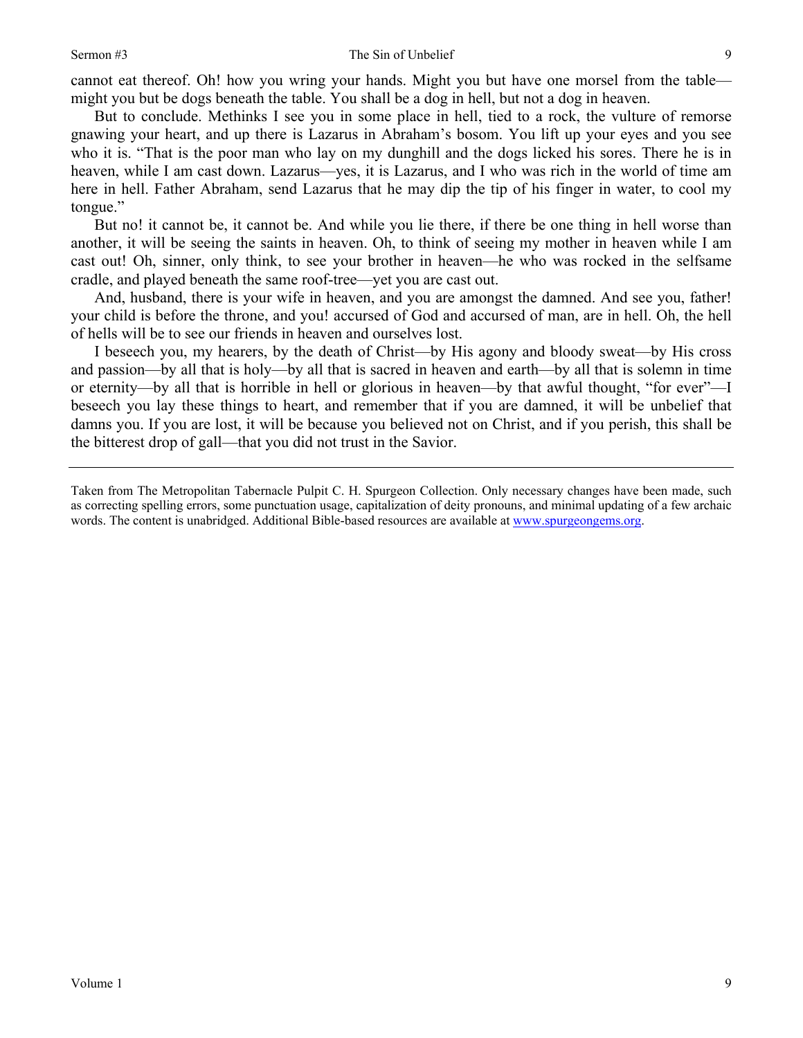cannot eat thereof. Oh! how you wring your hands. Might you but have one morsel from the table—might you but be dogs beneath the table. You shall be a dog in hell, but not a dog in heaven.

But to conclude. Methinks I see you in some place in hell, tied to a rock, the vulture of remorse gnawing your heart, and up there is Lazarus in Abraham's bosom. You lift up your eyes and you see who it is. "That is the poor man who lay on my dunghill and the dogs licked his sores. There he is in heaven, while I am cast down. Lazarus—yes, it is Lazarus, and I who was rich in the world of time am here in hell. Father Abraham, send Lazarus that he may dip the tip of his finger in water, to cool my tongue."

But no! it cannot be, it cannot be. And while you lie there, if there be one thing in hell worse than another, it will be seeing the saints in heaven. Oh, to think of seeing my mother in heaven while I am cast out! Oh, sinner, only think, to see your brother in heaven—he who was rocked in the selfsame cradle, and played beneath the same roof-tree—yet you are cast out.

And, husband, there is your wife in heaven, and you are amongst the damned. And see you, father! your child is before the throne, and you! accursed of God and accursed of man, are in hell. Oh, the hell of hells will be to see our friends in heaven and ourselves lost.

I beseech you, my hearers, by the death of Christ—by His agony and bloody sweat—by His cross and passion—by all that is holy—by all that is sacred in heaven and earth—by all that is solemn in time or eternity—by all that is horrible in hell or glorious in heaven—by that awful thought, "for ever"—I beseech you lay these things to heart, and remember that if you are damned, it will be unbelief that damns you. If you are lost, it will be because you believed not on Christ, and if you perish, this shall be the bitterest drop of gall—that you did not trust in the Savior.

---

Taken from The Metropolitan Tabernacle Pulpit C. H. Spurgeon Collection. Only necessary changes have been made, such as correcting spelling errors, some punctuation usage, capitalization of deity pronouns, and minimal updating of a few archaic words. The content is unabridged. Additional Bible-based resources are available at www.spurgeongems.org.